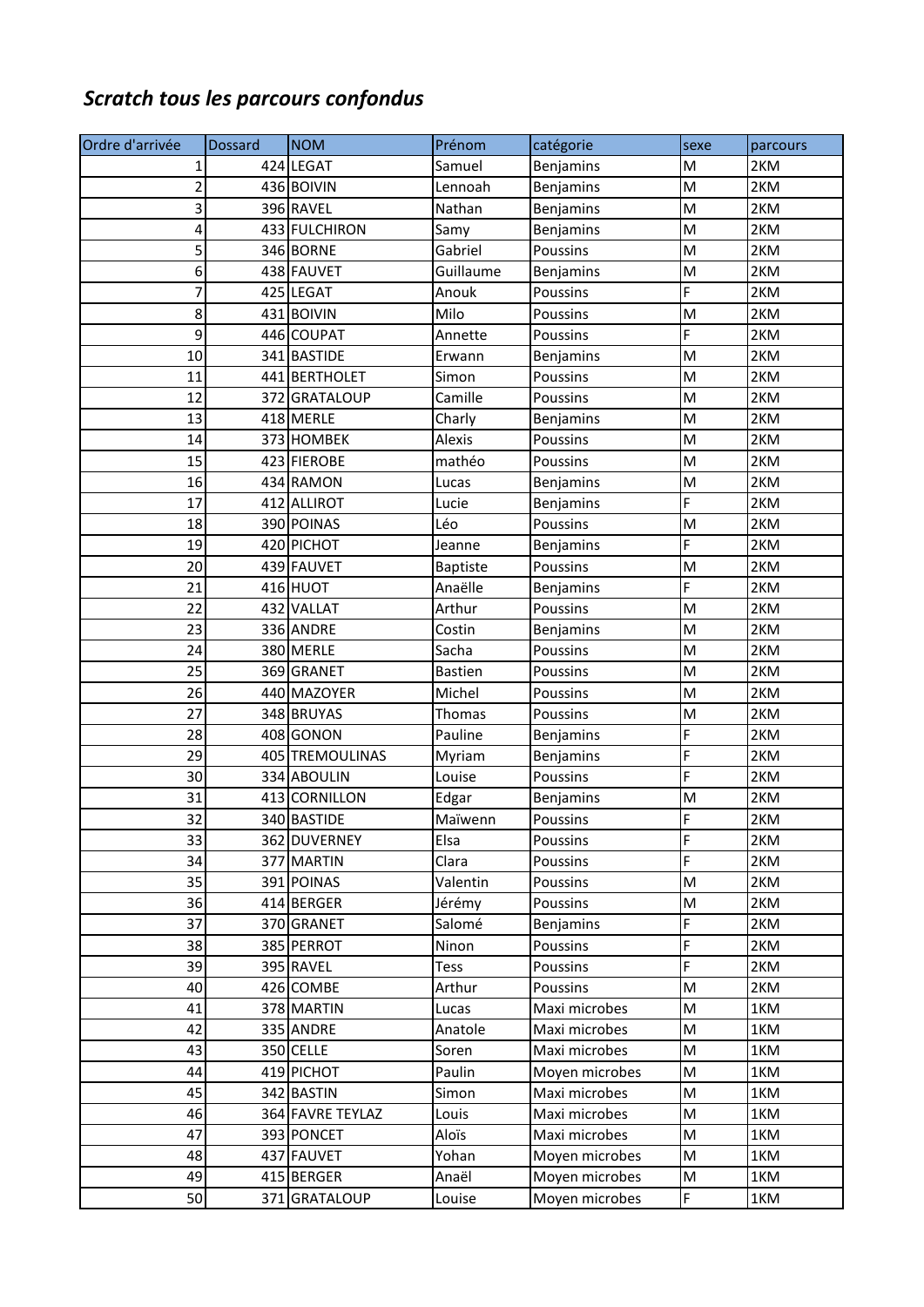## *Scratch tous les parcours confondus*

| Ordre d'arrivée | Dossard | NOM | Prénom | catégorie | sexe | parcours |
|---|---|---|---|---|---|---|
| 1 | 424 | LEGAT | Samuel | Benjamins | M | 2KM |
| 2 | 436 | BOIVIN | Lennoah | Benjamins | M | 2KM |
| 3 | 396 | RAVEL | Nathan | Benjamins | M | 2KM |
| 4 | 433 | FULCHIRON | Samy | Benjamins | M | 2KM |
| 5 | 346 | BORNE | Gabriel | Poussins | M | 2KM |
| 6 | 438 | FAUVET | Guillaume | Benjamins | M | 2KM |
| 7 | 425 | LEGAT | Anouk | Poussins | F | 2KM |
| 8 | 431 | BOIVIN | Milo | Poussins | M | 2KM |
| 9 | 446 | COUPAT | Annette | Poussins | F | 2KM |
| 10 | 341 | BASTIDE | Erwann | Benjamins | M | 2KM |
| 11 | 441 | BERTHOLET | Simon | Poussins | M | 2KM |
| 12 | 372 | GRATALOUP | Camille | Poussins | M | 2KM |
| 13 | 418 | MERLE | Charly | Benjamins | M | 2KM |
| 14 | 373 | HOMBEK | Alexis | Poussins | M | 2KM |
| 15 | 423 | FIEROBE | mathéo | Poussins | M | 2KM |
| 16 | 434 | RAMON | Lucas | Benjamins | M | 2KM |
| 17 | 412 | ALLIROT | Lucie | Benjamins | F | 2KM |
| 18 | 390 | POINAS | Léo | Poussins | M | 2KM |
| 19 | 420 | PICHOT | Jeanne | Benjamins | F | 2KM |
| 20 | 439 | FAUVET | Baptiste | Poussins | M | 2KM |
| 21 | 416 | HUOT | Anaëlle | Benjamins | F | 2KM |
| 22 | 432 | VALLAT | Arthur | Poussins | M | 2KM |
| 23 | 336 | ANDRE | Costin | Benjamins | M | 2KM |
| 24 | 380 | MERLE | Sacha | Poussins | M | 2KM |
| 25 | 369 | GRANET | Bastien | Poussins | M | 2KM |
| 26 | 440 | MAZOYER | Michel | Poussins | M | 2KM |
| 27 | 348 | BRUYAS | Thomas | Poussins | M | 2KM |
| 28 | 408 | GONON | Pauline | Benjamins | F | 2KM |
| 29 | 405 | TREMOULINAS | Myriam | Benjamins | F | 2KM |
| 30 | 334 | ABOULIN | Louise | Poussins | F | 2KM |
| 31 | 413 | CORNILLON | Edgar | Benjamins | M | 2KM |
| 32 | 340 | BASTIDE | Maïwenn | Poussins | F | 2KM |
| 33 | 362 | DUVERNEY | Elsa | Poussins | F | 2KM |
| 34 | 377 | MARTIN | Clara | Poussins | F | 2KM |
| 35 | 391 | POINAS | Valentin | Poussins | M | 2KM |
| 36 | 414 | BERGER | Jérémy | Poussins | M | 2KM |
| 37 | 370 | GRANET | Salomé | Benjamins | F | 2KM |
| 38 | 385 | PERROT | Ninon | Poussins | F | 2KM |
| 39 | 395 | RAVEL | Tess | Poussins | F | 2KM |
| 40 | 426 | COMBE | Arthur | Poussins | M | 2KM |
| 41 | 378 | MARTIN | Lucas | Maxi microbes | M | 1KM |
| 42 | 335 | ANDRE | Anatole | Maxi microbes | M | 1KM |
| 43 | 350 | CELLE | Soren | Maxi microbes | M | 1KM |
| 44 | 419 | PICHOT | Paulin | Moyen microbes | M | 1KM |
| 45 | 342 | BASTIN | Simon | Maxi microbes | M | 1KM |
| 46 | 364 | FAVRE TEYLAZ | Louis | Maxi microbes | M | 1KM |
| 47 | 393 | PONCET | Aloïs | Maxi microbes | M | 1KM |
| 48 | 437 | FAUVET | Yohan | Moyen microbes | M | 1KM |
| 49 | 415 | BERGER | Anaël | Moyen microbes | M | 1KM |
| 50 | 371 | GRATALOUP | Louise | Moyen microbes | F | 1KM |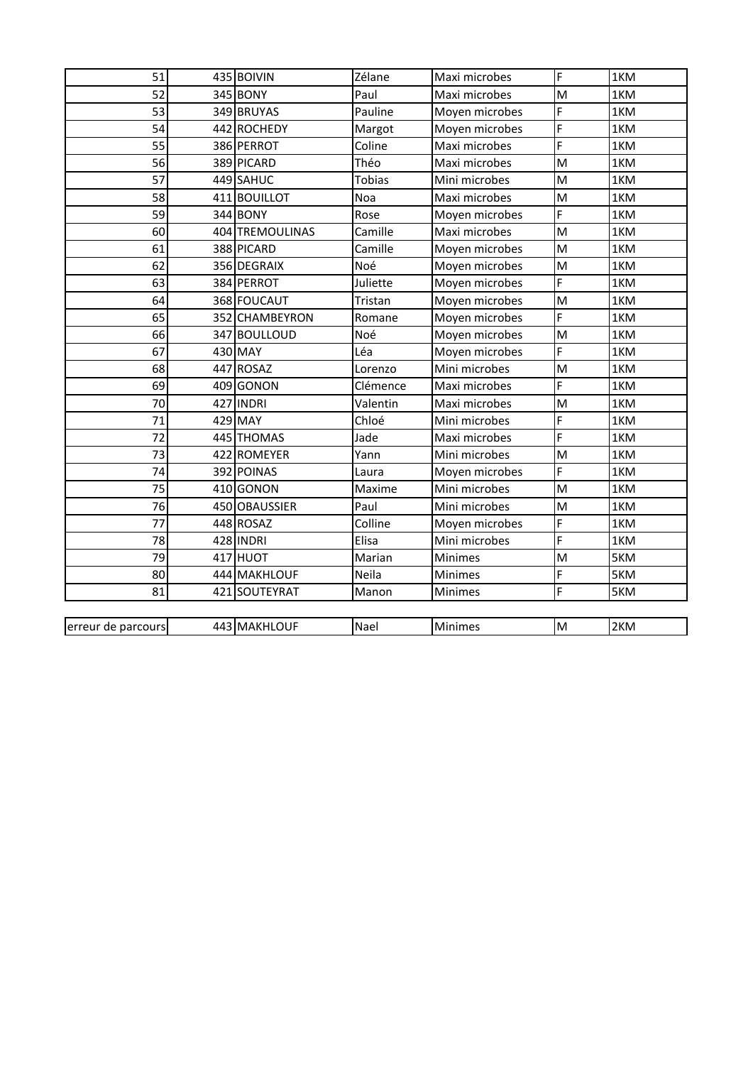| | | | | | | |
|---|---|---|---|---|---|---|
| 51 | 435 | BOIVIN | Zélane | Maxi microbes | F | 1KM |
| 52 | 345 | BONY | Paul | Maxi microbes | M | 1KM |
| 53 | 349 | BRUYAS | Pauline | Moyen microbes | F | 1KM |
| 54 | 442 | ROCHEDY | Margot | Moyen microbes | F | 1KM |
| 55 | 386 | PERROT | Coline | Maxi microbes | F | 1KM |
| 56 | 389 | PICARD | Théo | Maxi microbes | M | 1KM |
| 57 | 449 | SAHUC | Tobias | Mini microbes | M | 1KM |
| 58 | 411 | BOUILLOT | Noa | Maxi microbes | M | 1KM |
| 59 | 344 | BONY | Rose | Moyen microbes | F | 1KM |
| 60 | 404 | TREMOULINAS | Camille | Maxi microbes | M | 1KM |
| 61 | 388 | PICARD | Camille | Moyen microbes | M | 1KM |
| 62 | 356 | DEGRAIX | Noé | Moyen microbes | M | 1KM |
| 63 | 384 | PERROT | Juliette | Moyen microbes | F | 1KM |
| 64 | 368 | FOUCAUT | Tristan | Moyen microbes | M | 1KM |
| 65 | 352 | CHAMBEYRON | Romane | Moyen microbes | F | 1KM |
| 66 | 347 | BOULLOUD | Noé | Moyen microbes | M | 1KM |
| 67 | 430 | MAY | Léa | Moyen microbes | F | 1KM |
| 68 | 447 | ROSAZ | Lorenzo | Mini microbes | M | 1KM |
| 69 | 409 | GONON | Clémence | Maxi microbes | F | 1KM |
| 70 | 427 | INDRI | Valentin | Maxi microbes | M | 1KM |
| 71 | 429 | MAY | Chloé | Mini microbes | F | 1KM |
| 72 | 445 | THOMAS | Jade | Maxi microbes | F | 1KM |
| 73 | 422 | ROMEYER | Yann | Mini microbes | M | 1KM |
| 74 | 392 | POINAS | Laura | Moyen microbes | F | 1KM |
| 75 | 410 | GONON | Maxime | Mini microbes | M | 1KM |
| 76 | 450 | OBAUSSIER | Paul | Mini microbes | M | 1KM |
| 77 | 448 | ROSAZ | Colline | Moyen microbes | F | 1KM |
| 78 | 428 | INDRI | Elisa | Mini microbes | F | 1KM |
| 79 | 417 | HUOT | Marian | Minimes | M | 5KM |
| 80 | 444 | MAKHLOUF | Neila | Minimes | F | 5KM |
| 81 | 421 | SOUTEYRAT | Manon | Minimes | F | 5KM |

| | | | | | | |
|---|---|---|---|---|---|---|
| erreur de parcours | 443 | MAKHLOUF | Nael | Minimes | M | 2KM |